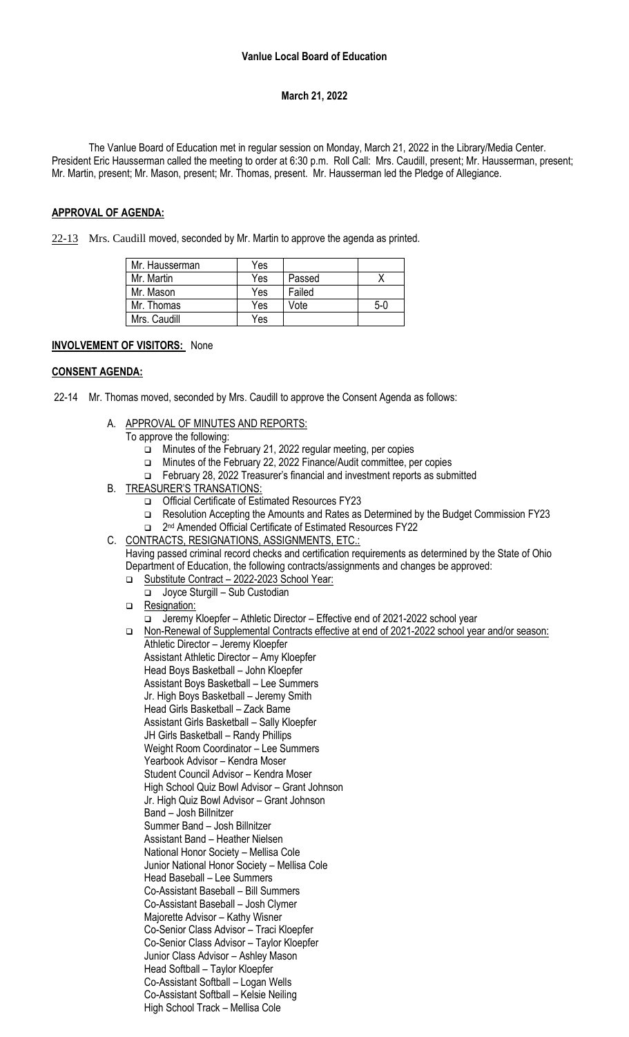**Vanlue Local Board of Education**

**March 21, 2022**

The Vanlue Board of Education met in regular session on Monday, March 21, 2022 in the Library/Media Center. President Eric Hausserman called the meeting to order at 6:30 p.m. Roll Call: Mrs. Caudill, present; Mr. Hausserman, present; Mr. Martin, present; Mr. Mason, present; Mr. Thomas, present. Mr. Hausserman led the Pledge of Allegiance.

**APPROVAL OF AGENDA:**

22-13 Mrs. Caudill moved, seconded by Mr. Martin to approve the agenda as printed.

| | | | |
|---|---|---|---|
| Mr. Hausserman | Yes | | |
| Mr. Martin | Yes | Passed | X |
| Mr. Mason | Yes | Failed | |
| Mr. Thomas | Yes | Vote | 5-0 |
| Mrs. Caudill | Yes | | |

**INVOLVEMENT OF VISITORS:** None

**CONSENT AGENDA:**

22-14 Mr. Thomas moved, seconded by Mrs. Caudill to approve the Consent Agenda as follows:

A. APPROVAL OF MINUTES AND REPORTS:
   To approve the following:
   - Minutes of the February 21, 2022 regular meeting, per copies
   - Minutes of the February 22, 2022 Finance/Audit committee, per copies
   - February 28, 2022 Treasurer's financial and investment reports as submitted

B. TREASURER'S TRANSATIONS:
   - Official Certificate of Estimated Resources FY23
   - Resolution Accepting the Amounts and Rates as Determined by the Budget Commission FY23
   - 2nd Amended Official Certificate of Estimated Resources FY22

C. CONTRACTS, RESIGNATIONS, ASSIGNMENTS, ETC.:
   Having passed criminal record checks and certification requirements as determined by the State of Ohio Department of Education, the following contracts/assignments and changes be approved:
   - Substitute Contract – 2022-2023 School Year:
     - Joyce Sturgill – Sub Custodian
   - Resignation:
     - Jeremy Kloepfer – Athletic Director – Effective end of 2021-2022 school year
   - Non-Renewal of Supplemental Contracts effective at end of 2021-2022 school year and/or season:
     Athletic Director – Jeremy Kloepfer
     Assistant Athletic Director – Amy Kloepfer
     Head Boys Basketball – John Kloepfer
     Assistant Boys Basketball – Lee Summers
     Jr. High Boys Basketball – Jeremy Smith
     Head Girls Basketball – Zack Bame
     Assistant Girls Basketball – Sally Kloepfer
     JH Girls Basketball – Randy Phillips
     Weight Room Coordinator – Lee Summers
     Yearbook Advisor – Kendra Moser
     Student Council Advisor – Kendra Moser
     High School Quiz Bowl Advisor – Grant Johnson
     Jr. High Quiz Bowl Advisor – Grant Johnson
     Band – Josh Billnitzer
     Summer Band – Josh Billnitzer
     Assistant Band – Heather Nielsen
     National Honor Society – Mellisa Cole
     Junior National Honor Society – Mellisa Cole
     Head Baseball – Lee Summers
     Co-Assistant Baseball – Bill Summers
     Co-Assistant Baseball – Josh Clymer
     Majorette Advisor – Kathy Wisner
     Co-Senior Class Advisor – Traci Kloepfer
     Co-Senior Class Advisor – Taylor Kloepfer
     Junior Class Advisor – Ashley Mason
     Head Softball – Taylor Kloepfer
     Co-Assistant Softball – Logan Wells
     Co-Assistant Softball – Kelsie Neiling
     High School Track – Mellisa Cole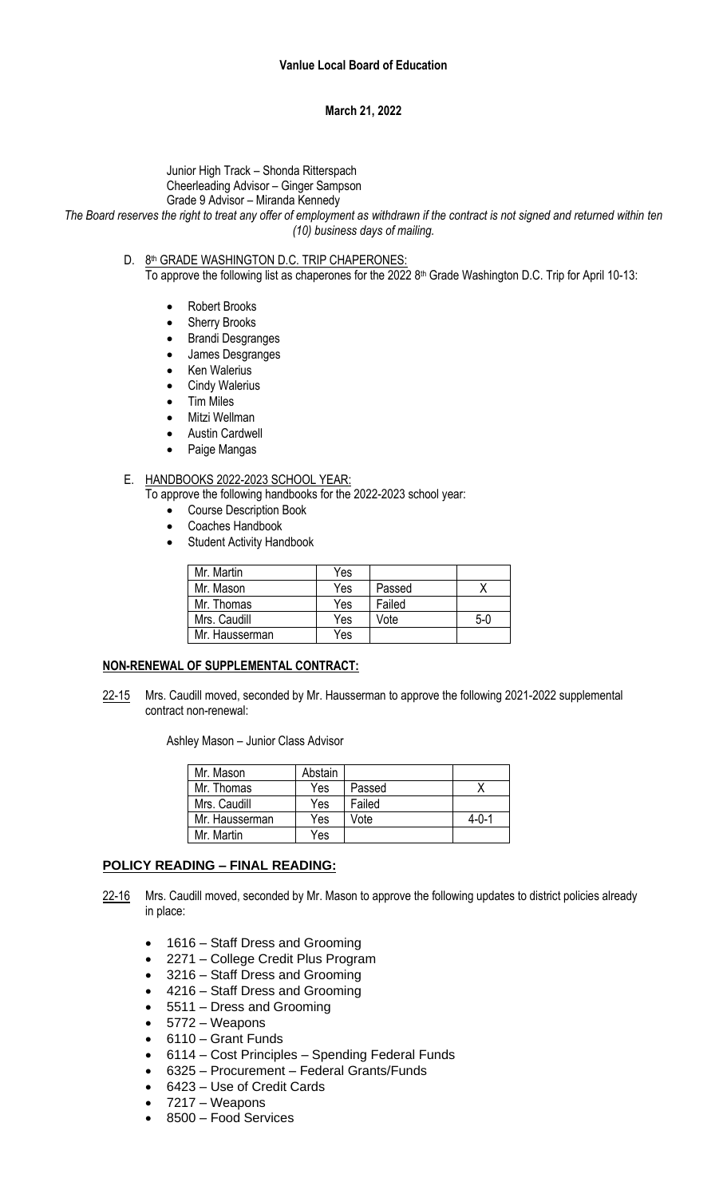Junior High Track – Shonda Ritterspach
Cheerleading Advisor – Ginger Sampson
Grade 9 Advisor – Miranda Kennedy

*The Board reserves the right to treat any offer of employment as withdrawn if the contract is not signed and returned within ten (10) business days of mailing.*

D. 8th GRADE WASHINGTON D.C. TRIP CHAPERONES:
To approve the following list as chaperones for the 2022 8th Grade Washington D.C. Trip for April 10-13:

- Robert Brooks
- Sherry Brooks
- Brandi Desgranges
- James Desgranges
- Ken Walerius
- Cindy Walerius
- Tim Miles
- Mitzi Wellman
- Austin Cardwell
- Paige Mangas

E. HANDBOOKS 2022-2023 SCHOOL YEAR:
To approve the following handbooks for the 2022-2023 school year:

- Course Description Book
- Coaches Handbook
- Student Activity Handbook

| Mr. Martin | Yes | | |
|---|---|---|---|
| Mr. Mason | Yes | Passed | X |
| Mr. Thomas | Yes | Failed | |
| Mrs. Caudill | Yes | Vote | 5-0 |
| Mr. Hausserman | Yes | | |

## NON-RENEWAL OF SUPPLEMENTAL CONTRACT:

22-15 Mrs. Caudill moved, seconded by Mr. Hausserman to approve the following 2021-2022 supplemental contract non-renewal:

Ashley Mason – Junior Class Advisor

| Mr. Mason | Abstain | | |
|---|---|---|---|
| Mr. Thomas | Yes | Passed | X |
| Mrs. Caudill | Yes | Failed | |
| Mr. Hausserman | Yes | Vote | 4-0-1 |
| Mr. Martin | Yes | | |

## POLICY READING – FINAL READING:

22-16 Mrs. Caudill moved, seconded by Mr. Mason to approve the following updates to district policies already in place:

- 1616 – Staff Dress and Grooming
- 2271 – College Credit Plus Program
- 3216 – Staff Dress and Grooming
- 4216 – Staff Dress and Grooming
- 5511 – Dress and Grooming
- 5772 – Weapons
- 6110 – Grant Funds
- 6114 – Cost Principles – Spending Federal Funds
- 6325 – Procurement – Federal Grants/Funds
- 6423 – Use of Credit Cards
- 7217 – Weapons
- 8500 – Food Services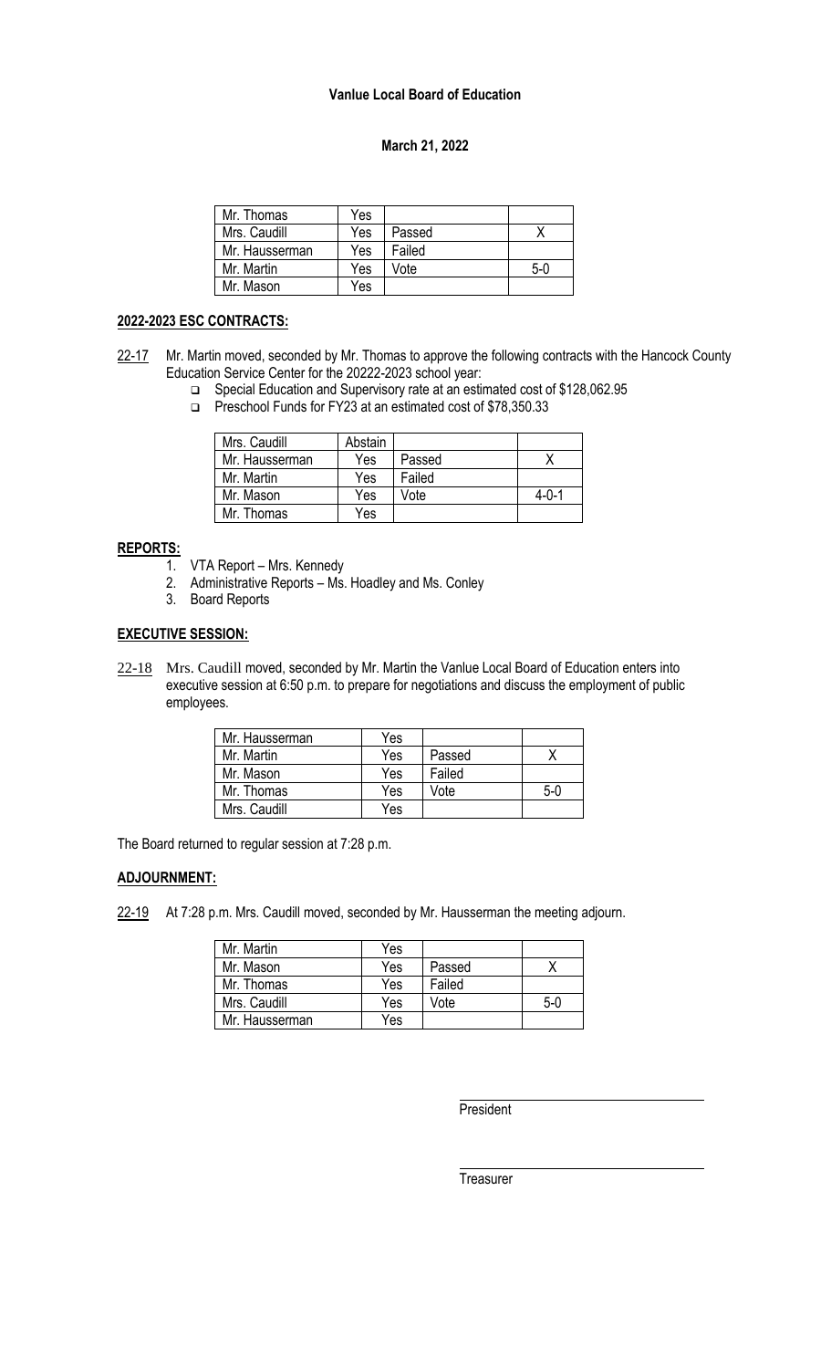**Vanlue Local Board of Education**

**March 21, 2022**

| | | | |
|---|---|---|---|
| Mr. Thomas | Yes | | |
| Mrs. Caudill | Yes | Passed | X |
| Mr. Hausserman | Yes | Failed | |
| Mr. Martin | Yes | Vote | 5-0 |
| Mr. Mason | Yes | | |

**2022-2023 ESC CONTRACTS:**

22-17 Mr. Martin moved, seconded by Mr. Thomas to approve the following contracts with the Hancock County Education Service Center for the 20222-2023 school year:

- Special Education and Supervisory rate at an estimated cost of $128,062.95
- Preschool Funds for FY23 at an estimated cost of $78,350.33

| | | | |
|---|---|---|---|
| Mrs. Caudill | Abstain | | |
| Mr. Hausserman | Yes | Passed | X |
| Mr. Martin | Yes | Failed | |
| Mr. Mason | Yes | Vote | 4-0-1 |
| Mr. Thomas | Yes | | |

**REPORTS:**

1. VTA Report – Mrs. Kennedy
2. Administrative Reports – Ms. Hoadley and Ms. Conley
3. Board Reports

**EXECUTIVE SESSION:**

22-18 Mrs. Caudill moved, seconded by Mr. Martin the Vanlue Local Board of Education enters into executive session at 6:50 p.m. to prepare for negotiations and discuss the employment of public employees.

| | | | |
|---|---|---|---|
| Mr. Hausserman | Yes | | |
| Mr. Martin | Yes | Passed | X |
| Mr. Mason | Yes | Failed | |
| Mr. Thomas | Yes | Vote | 5-0 |
| Mrs. Caudill | Yes | | |

The Board returned to regular session at 7:28 p.m.

**ADJOURNMENT:**

22-19 At 7:28 p.m. Mrs. Caudill moved, seconded by Mr. Hausserman the meeting adjourn.

| | | | |
|---|---|---|---|
| Mr. Martin | Yes | | |
| Mr. Mason | Yes | Passed | X |
| Mr. Thomas | Yes | Failed | |
| Mrs. Caudill | Yes | Vote | 5-0 |
| Mr. Hausserman | Yes | | |

President

Treasurer